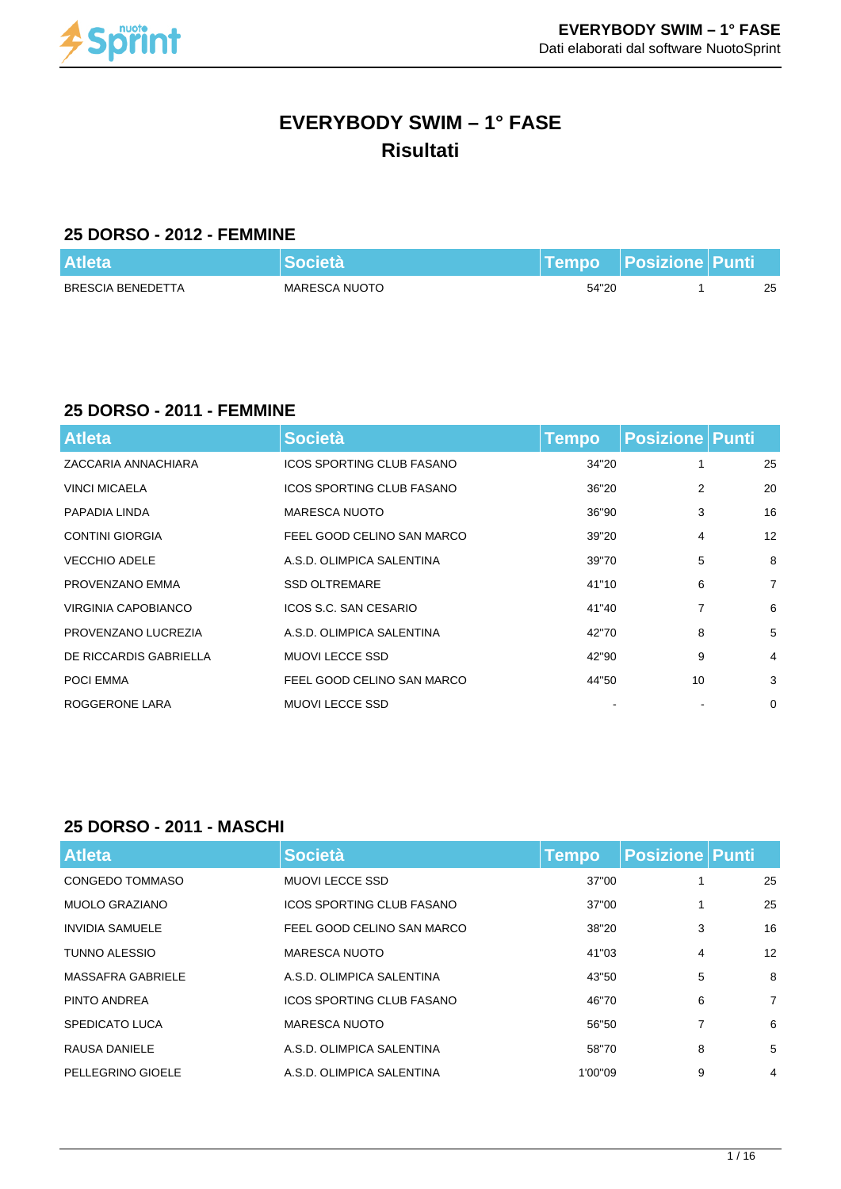# EVERYBODY SWIM – 1° FASE
## Risultati

### 25 DORSO - 2012 - FEMMINE

| Atleta | Società | Tempo | Posizione | Punti |
|---|---|---|---|---|
| BRESCIA BENEDETTA | MARESCA NUOTO | 54"20 | 1 | 25 |

### 25 DORSO - 2011 - FEMMINE

| Atleta | Società | Tempo | Posizione | Punti |
|---|---|---|---|---|
| ZACCARIA ANNACHIARA | ICOS SPORTING CLUB FASANO | 34"20 | 1 | 25 |
| VINCI MICAELA | ICOS SPORTING CLUB FASANO | 36"20 | 2 | 20 |
| PAPADIA LINDA | MARESCA NUOTO | 36"90 | 3 | 16 |
| CONTINI GIORGIA | FEEL GOOD CELINO SAN MARCO | 39"20 | 4 | 12 |
| VECCHIO ADELE | A.S.D. OLIMPICA SALENTINA | 39"70 | 5 | 8 |
| PROVENZANO EMMA | SSD OLTREMARE | 41"10 | 6 | 7 |
| VIRGINIA CAPOBIANCO | ICOS S.C. SAN CESARIO | 41"40 | 7 | 6 |
| PROVENZANO LUCREZIA | A.S.D. OLIMPICA SALENTINA | 42"70 | 8 | 5 |
| DE RICCARDIS GABRIELLA | MUOVI LECCE SSD | 42"90 | 9 | 4 |
| POCI EMMA | FEEL GOOD CELINO SAN MARCO | 44"50 | 10 | 3 |
| ROGGERONE LARA | MUOVI LECCE SSD | - | - | 0 |

### 25 DORSO - 2011 - MASCHI

| Atleta | Società | Tempo | Posizione | Punti |
|---|---|---|---|---|
| CONGEDO TOMMASO | MUOVI LECCE SSD | 37"00 | 1 | 25 |
| MUOLO GRAZIANO | ICOS SPORTING CLUB FASANO | 37"00 | 1 | 25 |
| INVIDIA SAMUELE | FEEL GOOD CELINO SAN MARCO | 38"20 | 3 | 16 |
| TUNNO ALESSIO | MARESCA NUOTO | 41"03 | 4 | 12 |
| MASSAFRA GABRIELE | A.S.D. OLIMPICA SALENTINA | 43"50 | 5 | 8 |
| PINTO ANDREA | ICOS SPORTING CLUB FASANO | 46"70 | 6 | 7 |
| SPEDICATO LUCA | MARESCA NUOTO | 56"50 | 7 | 6 |
| RAUSA DANIELE | A.S.D. OLIMPICA SALENTINA | 58"70 | 8 | 5 |
| PELLEGRINO GIOELE | A.S.D. OLIMPICA SALENTINA | 1'00"09 | 9 | 4 |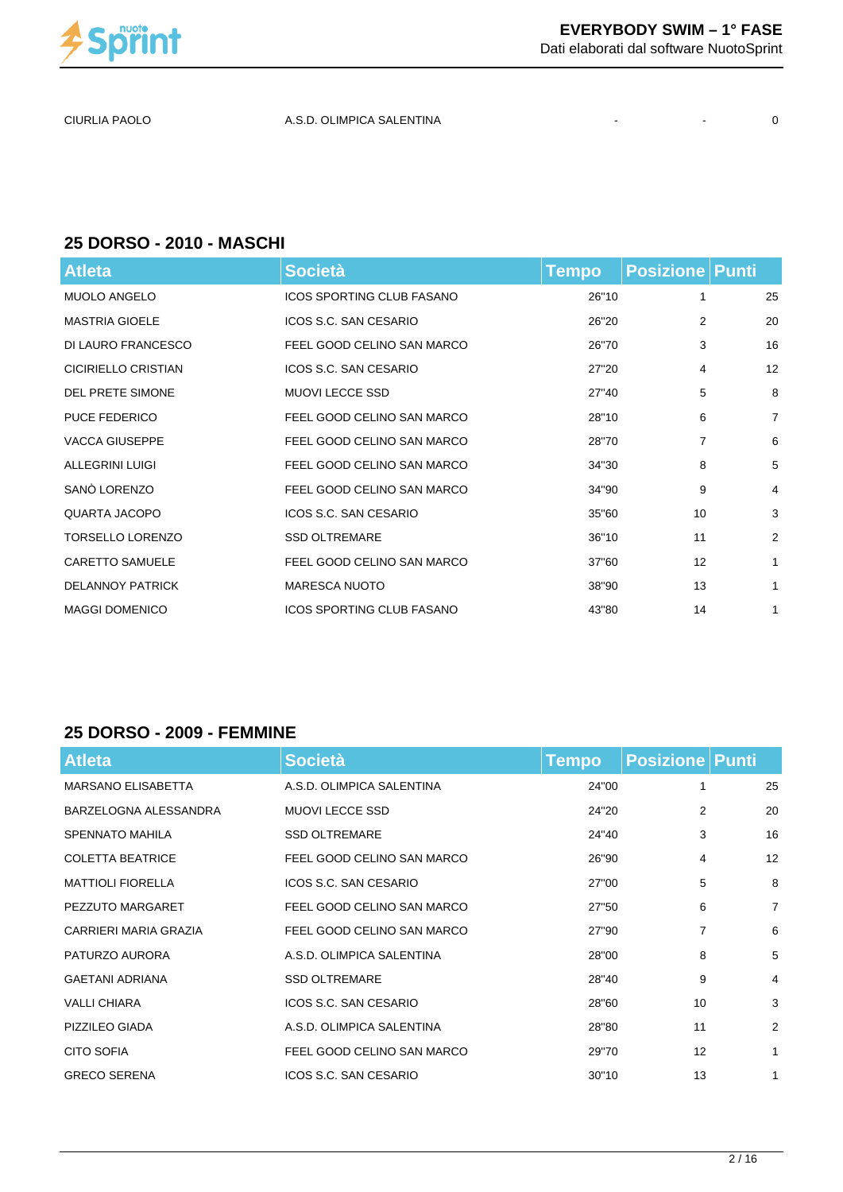| CIURLIA PAOLO | A.S.D. OLIMPICA SALENTINA | - | - | 0 |
|---|---|---|---|---|

## 25 DORSO - 2010 - MASCHI

| Atleta | Società | Tempo | Posizione | Punti |
|---|---|---|---|---|
| MUOLO ANGELO | ICOS SPORTING CLUB FASANO | 26"10 | 1 | 25 |
| MASTRIA GIOELE | ICOS S.C. SAN CESARIO | 26"20 | 2 | 20 |
| DI LAURO FRANCESCO | FEEL GOOD CELINO SAN MARCO | 26"70 | 3 | 16 |
| CICIRIELLO CRISTIAN | ICOS S.C. SAN CESARIO | 27"20 | 4 | 12 |
| DEL PRETE SIMONE | MUOVI LECCE SSD | 27"40 | 5 | 8 |
| PUCE FEDERICO | FEEL GOOD CELINO SAN MARCO | 28"10 | 6 | 7 |
| VACCA GIUSEPPE | FEEL GOOD CELINO SAN MARCO | 28"70 | 7 | 6 |
| ALLEGRINI LUIGI | FEEL GOOD CELINO SAN MARCO | 34"30 | 8 | 5 |
| SANÒ LORENZO | FEEL GOOD CELINO SAN MARCO | 34"90 | 9 | 4 |
| QUARTA JACOPO | ICOS S.C. SAN CESARIO | 35"60 | 10 | 3 |
| TORSELLO LORENZO | SSD OLTREMARE | 36"10 | 11 | 2 |
| CARETTO SAMUELE | FEEL GOOD CELINO SAN MARCO | 37"60 | 12 | 1 |
| DELANNOY PATRICK | MARESCA NUOTO | 38"90 | 13 | 1 |
| MAGGI DOMENICO | ICOS SPORTING CLUB FASANO | 43"80 | 14 | 1 |

## 25 DORSO - 2009 - FEMMINE

| Atleta | Società | Tempo | Posizione | Punti |
|---|---|---|---|---|
| MARSANO ELISABETTA | A.S.D. OLIMPICA SALENTINA | 24"00 | 1 | 25 |
| BARZELOGNA ALESSANDRA | MUOVI LECCE SSD | 24"20 | 2 | 20 |
| SPENNATO MAHILA | SSD OLTREMARE | 24"40 | 3 | 16 |
| COLETTA BEATRICE | FEEL GOOD CELINO SAN MARCO | 26"90 | 4 | 12 |
| MATTIOLI FIORELLA | ICOS S.C. SAN CESARIO | 27"00 | 5 | 8 |
| PEZZUTO MARGARET | FEEL GOOD CELINO SAN MARCO | 27"50 | 6 | 7 |
| CARRIERI MARIA GRAZIA | FEEL GOOD CELINO SAN MARCO | 27"90 | 7 | 6 |
| PATURZO AURORA | A.S.D. OLIMPICA SALENTINA | 28"00 | 8 | 5 |
| GAETANI ADRIANA | SSD OLTREMARE | 28"40 | 9 | 4 |
| VALLI CHIARA | ICOS S.C. SAN CESARIO | 28"60 | 10 | 3 |
| PIZZILEO GIADA | A.S.D. OLIMPICA SALENTINA | 28"80 | 11 | 2 |
| CITO SOFIA | FEEL GOOD CELINO SAN MARCO | 29"70 | 12 | 1 |
| GRECO SERENA | ICOS S.C. SAN CESARIO | 30"10 | 13 | 1 |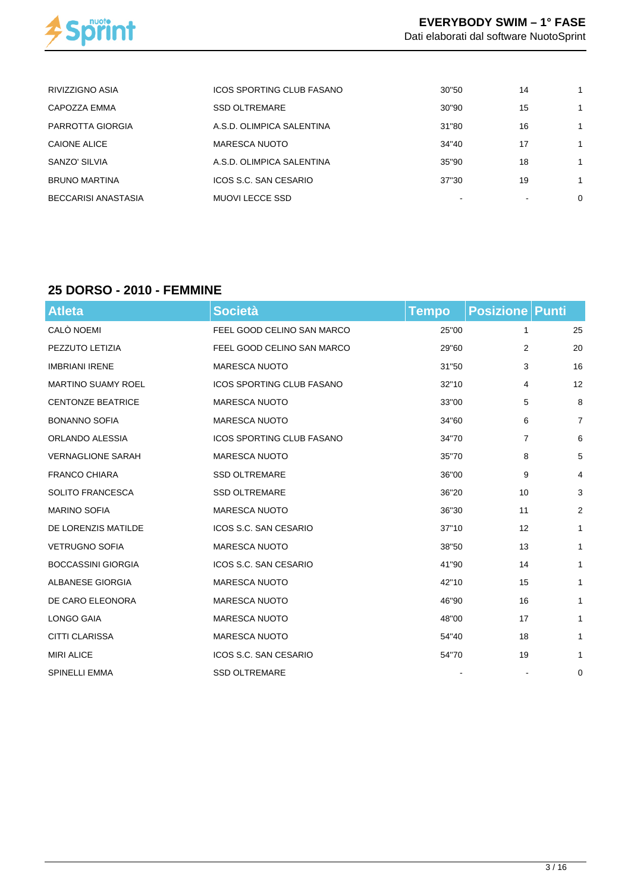| | | | | |
|---|---|---|---|---|
| RIVIZZIGNO ASIA | ICOS SPORTING CLUB FASANO | 30"50 | 14 | 1 |
| CAPOZZA EMMA | SSD OLTREMARE | 30"90 | 15 | 1 |
| PARROTTA GIORGIA | A.S.D. OLIMPICA SALENTINA | 31"80 | 16 | 1 |
| CAIONE ALICE | MARESCA NUOTO | 34"40 | 17 | 1 |
| SANZO' SILVIA | A.S.D. OLIMPICA SALENTINA | 35"90 | 18 | 1 |
| BRUNO MARTINA | ICOS S.C. SAN CESARIO | 37"30 | 19 | 1 |
| BECCARISI ANASTASIA | MUOVI LECCE SSD | - | - | 0 |

## 25 DORSO - 2010 - FEMMINE

| Atleta | Società | Tempo | Posizione | Punti |
|---|---|---|---|---|
| CALÒ NOEMI | FEEL GOOD CELINO SAN MARCO | 25"00 | 1 | 25 |
| PEZZUTO LETIZIA | FEEL GOOD CELINO SAN MARCO | 29"60 | 2 | 20 |
| IMBRIANI IRENE | MARESCA NUOTO | 31"50 | 3 | 16 |
| MARTINO SUAMY ROEL | ICOS SPORTING CLUB FASANO | 32"10 | 4 | 12 |
| CENTONZE BEATRICE | MARESCA NUOTO | 33"00 | 5 | 8 |
| BONANNO SOFIA | MARESCA NUOTO | 34"60 | 6 | 7 |
| ORLANDO ALESSIA | ICOS SPORTING CLUB FASANO | 34"70 | 7 | 6 |
| VERNAGLIONE SARAH | MARESCA NUOTO | 35"70 | 8 | 5 |
| FRANCO CHIARA | SSD OLTREMARE | 36"00 | 9 | 4 |
| SOLITO FRANCESCA | SSD OLTREMARE | 36"20 | 10 | 3 |
| MARINO SOFIA | MARESCA NUOTO | 36"30 | 11 | 2 |
| DE LORENZIS MATILDE | ICOS S.C. SAN CESARIO | 37"10 | 12 | 1 |
| VETRUGNO SOFIA | MARESCA NUOTO | 38"50 | 13 | 1 |
| BOCCASSINI GIORGIA | ICOS S.C. SAN CESARIO | 41"90 | 14 | 1 |
| ALBANESE GIORGIA | MARESCA NUOTO | 42"10 | 15 | 1 |
| DE CARO ELEONORA | MARESCA NUOTO | 46"90 | 16 | 1 |
| LONGO GAIA | MARESCA NUOTO | 48"00 | 17 | 1 |
| CITTI CLARISSA | MARESCA NUOTO | 54"40 | 18 | 1 |
| MIRI ALICE | ICOS S.C. SAN CESARIO | 54"70 | 19 | 1 |
| SPINELLI EMMA | SSD OLTREMARE | - | - | 0 |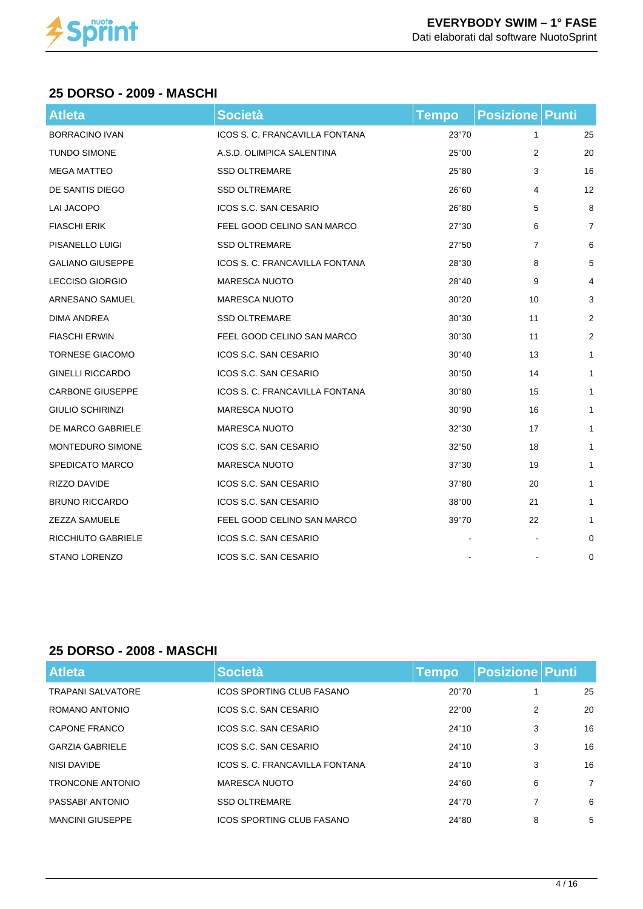## 25 DORSO - 2009 - MASCHI

| Atleta | Società | Tempo | Posizione | Punti |
|---|---|---|---|---|
| BORRACINO IVAN | ICOS S. C. FRANCAVILLA FONTANA | 23"70 | 1 | 25 |
| TUNDO SIMONE | A.S.D. OLIMPICA SALENTINA | 25"00 | 2 | 20 |
| MEGA MATTEO | SSD OLTREMARE | 25"80 | 3 | 16 |
| DE SANTIS DIEGO | SSD OLTREMARE | 26"60 | 4 | 12 |
| LAI JACOPO | ICOS S.C. SAN CESARIO | 26"80 | 5 | 8 |
| FIASCHI ERIK | FEEL GOOD CELINO SAN MARCO | 27"30 | 6 | 7 |
| PISANELLO LUIGI | SSD OLTREMARE | 27"50 | 7 | 6 |
| GALIANO GIUSEPPE | ICOS S. C. FRANCAVILLA FONTANA | 28"30 | 8 | 5 |
| LECCISO GIORGIO | MARESCA NUOTO | 28"40 | 9 | 4 |
| ARNESANO SAMUEL | MARESCA NUOTO | 30"20 | 10 | 3 |
| DIMA ANDREA | SSD OLTREMARE | 30"30 | 11 | 2 |
| FIASCHI ERWIN | FEEL GOOD CELINO SAN MARCO | 30"30 | 11 | 2 |
| TORNESE GIACOMO | ICOS S.C. SAN CESARIO | 30"40 | 13 | 1 |
| GINELLI RICCARDO | ICOS S.C. SAN CESARIO | 30"50 | 14 | 1 |
| CARBONE GIUSEPPE | ICOS S. C. FRANCAVILLA FONTANA | 30"80 | 15 | 1 |
| GIULIO SCHIRINZI | MARESCA NUOTO | 30"90 | 16 | 1 |
| DE MARCO GABRIELE | MARESCA NUOTO | 32"30 | 17 | 1 |
| MONTEDURO SIMONE | ICOS S.C. SAN CESARIO | 32"50 | 18 | 1 |
| SPEDICATO MARCO | MARESCA NUOTO | 37"30 | 19 | 1 |
| RIZZO DAVIDE | ICOS S.C. SAN CESARIO | 37"80 | 20 | 1 |
| BRUNO RICCARDO | ICOS S.C. SAN CESARIO | 38"00 | 21 | 1 |
| ZEZZA SAMUELE | FEEL GOOD CELINO SAN MARCO | 39"70 | 22 | 1 |
| RICCHIUTO GABRIELE | ICOS S.C. SAN CESARIO | - | - | 0 |
| STANO LORENZO | ICOS S.C. SAN CESARIO | - | - | 0 |

## 25 DORSO - 2008 - MASCHI

| Atleta | Società | Tempo | Posizione | Punti |
|---|---|---|---|---|
| TRAPANI SALVATORE | ICOS SPORTING CLUB FASANO | 20"70 | 1 | 25 |
| ROMANO ANTONIO | ICOS S.C. SAN CESARIO | 22"00 | 2 | 20 |
| CAPONE FRANCO | ICOS S.C. SAN CESARIO | 24"10 | 3 | 16 |
| GARZIA GABRIELE | ICOS S.C. SAN CESARIO | 24"10 | 3 | 16 |
| NISI DAVIDE | ICOS S. C. FRANCAVILLA FONTANA | 24"10 | 3 | 16 |
| TRONCONE ANTONIO | MARESCA NUOTO | 24"60 | 6 | 7 |
| PASSABI' ANTONIO | SSD OLTREMARE | 24"70 | 7 | 6 |
| MANCINI GIUSEPPE | ICOS SPORTING CLUB FASANO | 24"80 | 8 | 5 |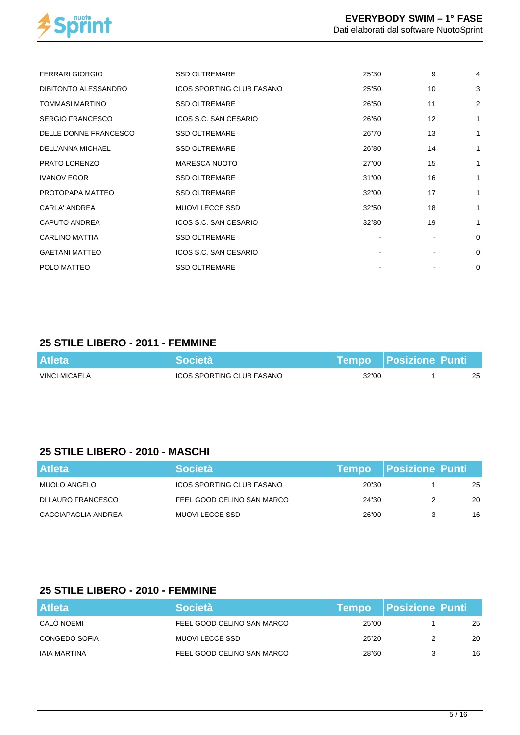| Atleta | Società | Tempo | Posizione | Punti |
|---|---|---|---|---|
| FERRARI GIORGIO | SSD OLTREMARE | 25"30 | 9 | 4 |
| DIBITONTO ALESSANDRO | ICOS SPORTING CLUB FASANO | 25"50 | 10 | 3 |
| TOMMASI MARTINO | SSD OLTREMARE | 26"50 | 11 | 2 |
| SERGIO FRANCESCO | ICOS S.C. SAN CESARIO | 26"60 | 12 | 1 |
| DELLE DONNE FRANCESCO | SSD OLTREMARE | 26"70 | 13 | 1 |
| DELL'ANNA MICHAEL | SSD OLTREMARE | 26"80 | 14 | 1 |
| PRATO LORENZO | MARESCA NUOTO | 27"00 | 15 | 1 |
| IVANOV EGOR | SSD OLTREMARE | 31"00 | 16 | 1 |
| PROTOPAPA MATTEO | SSD OLTREMARE | 32"00 | 17 | 1 |
| CARLA' ANDREA | MUOVI LECCE SSD | 32"50 | 18 | 1 |
| CAPUTO ANDREA | ICOS S.C. SAN CESARIO | 32"80 | 19 | 1 |
| CARLINO MATTIA | SSD OLTREMARE | - | - | 0 |
| GAETANI MATTEO | ICOS S.C. SAN CESARIO | - | - | 0 |
| POLO MATTEO | SSD OLTREMARE | - | - | 0 |

## 25 STILE LIBERO - 2011 - FEMMINE

| Atleta | Società | Tempo | Posizione | Punti |
|---|---|---|---|---|
| VINCI MICAELA | ICOS SPORTING CLUB FASANO | 32"00 | 1 | 25 |

## 25 STILE LIBERO - 2010 - MASCHI

| Atleta | Società | Tempo | Posizione | Punti |
|---|---|---|---|---|
| MUOLO ANGELO | ICOS SPORTING CLUB FASANO | 20"30 | 1 | 25 |
| DI LAURO FRANCESCO | FEEL GOOD CELINO SAN MARCO | 24"30 | 2 | 20 |
| CACCIAPAGLIA ANDREA | MUOVI LECCE SSD | 26"00 | 3 | 16 |

## 25 STILE LIBERO - 2010 - FEMMINE

| Atleta | Società | Tempo | Posizione | Punti |
|---|---|---|---|---|
| CALÒ NOEMI | FEEL GOOD CELINO SAN MARCO | 25"00 | 1 | 25 |
| CONGEDO SOFIA | MUOVI LECCE SSD | 25"20 | 2 | 20 |
| IAIA MARTINA | FEEL GOOD CELINO SAN MARCO | 28"60 | 3 | 16 |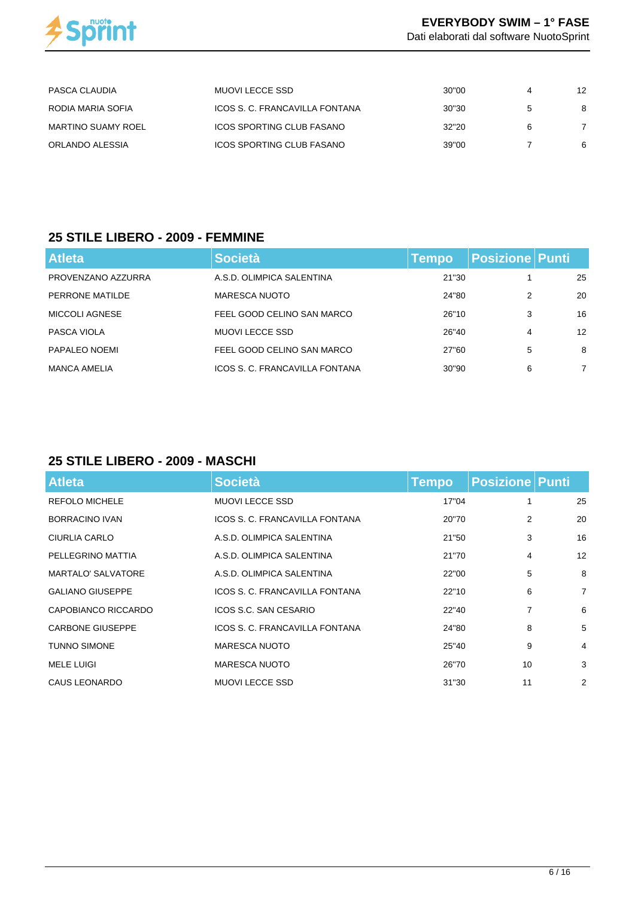| | | | | |
|---|---|---|---|---|
| PASCA CLAUDIA | MUOVI LECCE SSD | 30"00 | 4 | 12 |
| RODIA MARIA SOFIA | ICOS S. C. FRANCAVILLA FONTANA | 30"30 | 5 | 8 |
| MARTINO SUAMY ROEL | ICOS SPORTING CLUB FASANO | 32"20 | 6 | 7 |
| ORLANDO ALESSIA | ICOS SPORTING CLUB FASANO | 39"00 | 7 | 6 |

## 25 STILE LIBERO - 2009 - FEMMINE

| Atleta | Società | Tempo | Posizione | Punti |
|---|---|---|---|---|
| PROVENZANO AZZURRA | A.S.D. OLIMPICA SALENTINA | 21"30 | 1 | 25 |
| PERRONE MATILDE | MARESCA NUOTO | 24"80 | 2 | 20 |
| MICCOLI AGNESE | FEEL GOOD CELINO SAN MARCO | 26"10 | 3 | 16 |
| PASCA VIOLA | MUOVI LECCE SSD | 26"40 | 4 | 12 |
| PAPALEO NOEMI | FEEL GOOD CELINO SAN MARCO | 27"60 | 5 | 8 |
| MANCA AMELIA | ICOS S. C. FRANCAVILLA FONTANA | 30"90 | 6 | 7 |

## 25 STILE LIBERO - 2009 - MASCHI

| Atleta | Società | Tempo | Posizione | Punti |
|---|---|---|---|---|
| REFOLO MICHELE | MUOVI LECCE SSD | 17"04 | 1 | 25 |
| BORRACINO IVAN | ICOS S. C. FRANCAVILLA FONTANA | 20"70 | 2 | 20 |
| CIURLIA CARLO | A.S.D. OLIMPICA SALENTINA | 21"50 | 3 | 16 |
| PELLEGRINO MATTIA | A.S.D. OLIMPICA SALENTINA | 21"70 | 4 | 12 |
| MARTALO' SALVATORE | A.S.D. OLIMPICA SALENTINA | 22"00 | 5 | 8 |
| GALIANO GIUSEPPE | ICOS S. C. FRANCAVILLA FONTANA | 22"10 | 6 | 7 |
| CAPOBIANCO RICCARDO | ICOS S.C. SAN CESARIO | 22"40 | 7 | 6 |
| CARBONE GIUSEPPE | ICOS S. C. FRANCAVILLA FONTANA | 24"80 | 8 | 5 |
| TUNNO SIMONE | MARESCA NUOTO | 25"40 | 9 | 4 |
| MELE LUIGI | MARESCA NUOTO | 26"70 | 10 | 3 |
| CAUS LEONARDO | MUOVI LECCE SSD | 31"30 | 11 | 2 |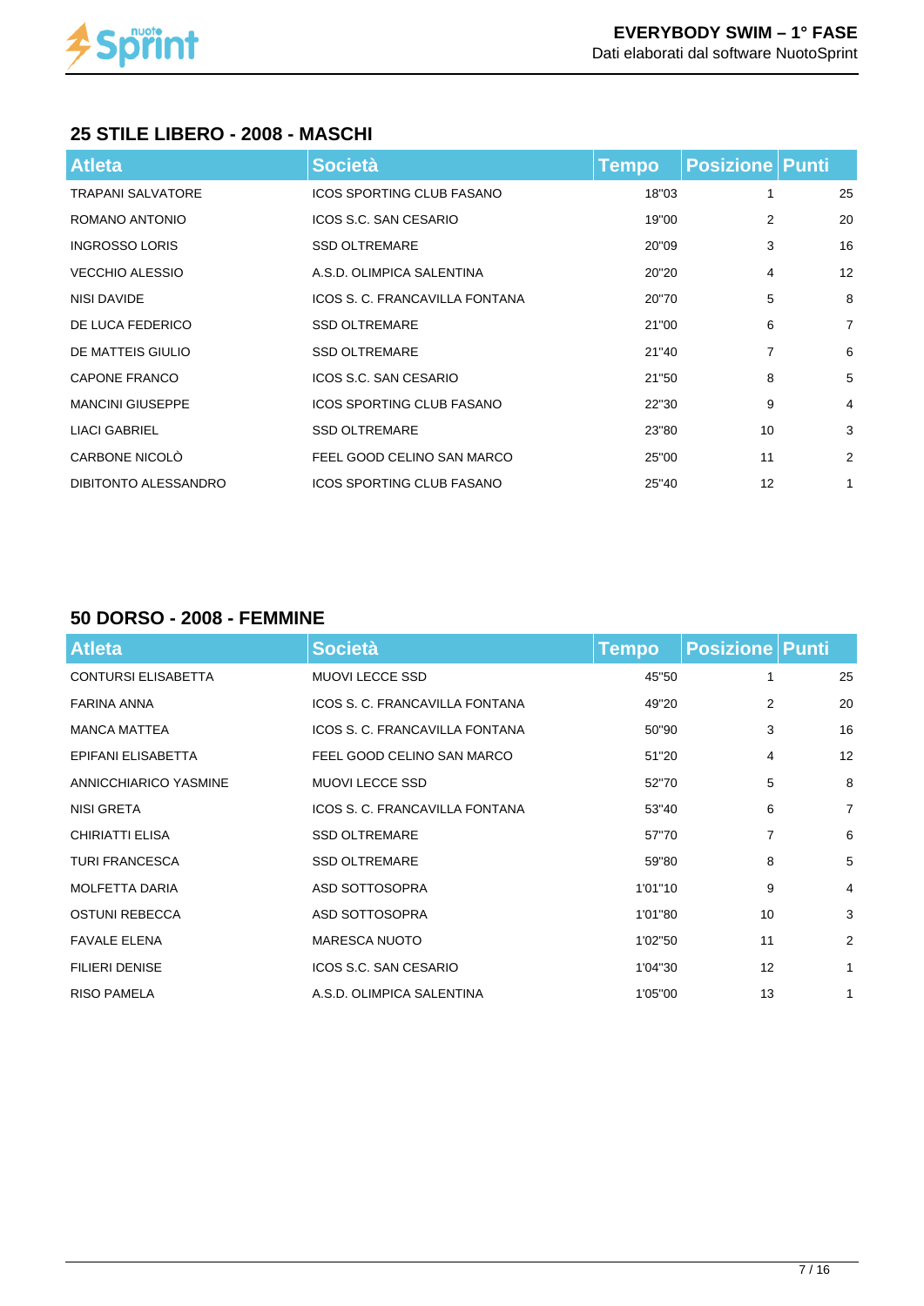## 25 STILE LIBERO - 2008 - MASCHI

| Atleta | Società | Tempo | Posizione | Punti |
|---|---|---|---|---|
| TRAPANI SALVATORE | ICOS SPORTING CLUB FASANO | 18"03 | 1 | 25 |
| ROMANO ANTONIO | ICOS S.C. SAN CESARIO | 19"00 | 2 | 20 |
| INGROSSO LORIS | SSD OLTREMARE | 20"09 | 3 | 16 |
| VECCHIO ALESSIO | A.S.D. OLIMPICA SALENTINA | 20"20 | 4 | 12 |
| NISI DAVIDE | ICOS S. C. FRANCAVILLA FONTANA | 20"70 | 5 | 8 |
| DE LUCA FEDERICO | SSD OLTREMARE | 21"00 | 6 | 7 |
| DE MATTEIS GIULIO | SSD OLTREMARE | 21"40 | 7 | 6 |
| CAPONE FRANCO | ICOS S.C. SAN CESARIO | 21"50 | 8 | 5 |
| MANCINI GIUSEPPE | ICOS SPORTING CLUB FASANO | 22"30 | 9 | 4 |
| LIACI GABRIEL | SSD OLTREMARE | 23"80 | 10 | 3 |
| CARBONE NICOLÒ | FEEL GOOD CELINO SAN MARCO | 25"00 | 11 | 2 |
| DIBITONTO ALESSANDRO | ICOS SPORTING CLUB FASANO | 25"40 | 12 | 1 |

## 50 DORSO - 2008 - FEMMINE

| Atleta | Società | Tempo | Posizione | Punti |
|---|---|---|---|---|
| CONTURSI ELISABETTA | MUOVI LECCE SSD | 45"50 | 1 | 25 |
| FARINA ANNA | ICOS S. C. FRANCAVILLA FONTANA | 49"20 | 2 | 20 |
| MANCA MATTEA | ICOS S. C. FRANCAVILLA FONTANA | 50"90 | 3 | 16 |
| EPIFANI ELISABETTA | FEEL GOOD CELINO SAN MARCO | 51"20 | 4 | 12 |
| ANNICCHIARICO YASMINE | MUOVI LECCE SSD | 52"70 | 5 | 8 |
| NISI GRETA | ICOS S. C. FRANCAVILLA FONTANA | 53"40 | 6 | 7 |
| CHIRIATTI ELISA | SSD OLTREMARE | 57"70 | 7 | 6 |
| TURI FRANCESCA | SSD OLTREMARE | 59"80 | 8 | 5 |
| MOLFETTA DARIA | ASD SOTTOSOPRA | 1'01"10 | 9 | 4 |
| OSTUNI REBECCA | ASD SOTTOSOPRA | 1'01"80 | 10 | 3 |
| FAVALE ELENA | MARESCA NUOTO | 1'02"50 | 11 | 2 |
| FILIERI DENISE | ICOS S.C. SAN CESARIO | 1'04"30 | 12 | 1 |
| RISO PAMELA | A.S.D. OLIMPICA SALENTINA | 1'05"00 | 13 | 1 |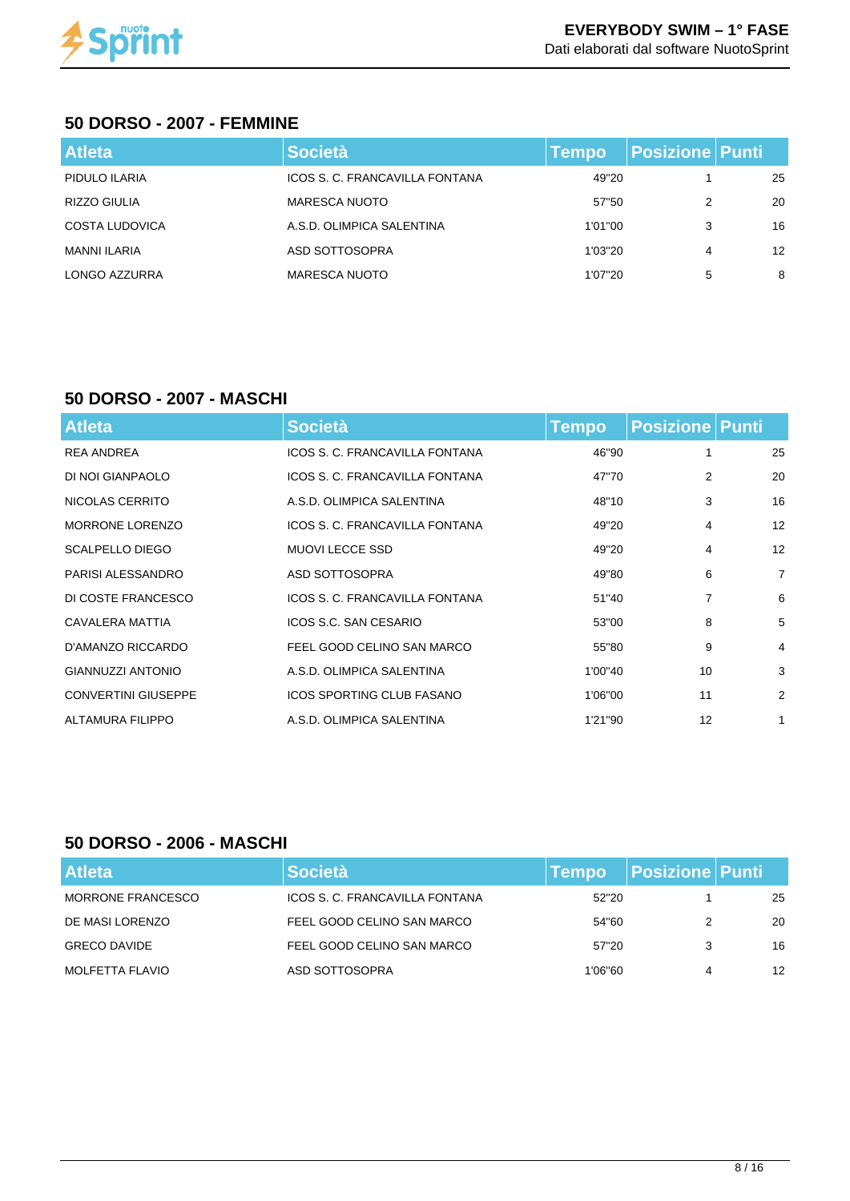## 50 DORSO - 2007 - FEMMINE

| Atleta | Società | Tempo | Posizione | Punti |
|---|---|---|---|---|
| PIDULO ILARIA | ICOS S. C. FRANCAVILLA FONTANA | 49"20 | 1 | 25 |
| RIZZO GIULIA | MARESCA NUOTO | 57"50 | 2 | 20 |
| COSTA LUDOVICA | A.S.D. OLIMPICA SALENTINA | 1'01"00 | 3 | 16 |
| MANNI ILARIA | ASD SOTTOSOPRA | 1'03"20 | 4 | 12 |
| LONGO AZZURRA | MARESCA NUOTO | 1'07"20 | 5 | 8 |

## 50 DORSO - 2007 - MASCHI

| Atleta | Società | Tempo | Posizione | Punti |
|---|---|---|---|---|
| REA ANDREA | ICOS S. C. FRANCAVILLA FONTANA | 46"90 | 1 | 25 |
| DI NOI GIANPAOLO | ICOS S. C. FRANCAVILLA FONTANA | 47"70 | 2 | 20 |
| NICOLAS CERRITO | A.S.D. OLIMPICA SALENTINA | 48"10 | 3 | 16 |
| MORRONE LORENZO | ICOS S. C. FRANCAVILLA FONTANA | 49"20 | 4 | 12 |
| SCALPELLO DIEGO | MUOVI LECCE SSD | 49"20 | 4 | 12 |
| PARISI ALESSANDRO | ASD SOTTOSOPRA | 49"80 | 6 | 7 |
| DI COSTE FRANCESCO | ICOS S. C. FRANCAVILLA FONTANA | 51"40 | 7 | 6 |
| CAVALERA MATTIA | ICOS S.C. SAN CESARIO | 53"00 | 8 | 5 |
| D'AMANZO RICCARDO | FEEL GOOD CELINO SAN MARCO | 55"80 | 9 | 4 |
| GIANNUZZI ANTONIO | A.S.D. OLIMPICA SALENTINA | 1'00"40 | 10 | 3 |
| CONVERTINI GIUSEPPE | ICOS SPORTING CLUB FASANO | 1'06"00 | 11 | 2 |
| ALTAMURA FILIPPO | A.S.D. OLIMPICA SALENTINA | 1'21"90 | 12 | 1 |

## 50 DORSO - 2006 - MASCHI

| Atleta | Società | Tempo | Posizione | Punti |
|---|---|---|---|---|
| MORRONE FRANCESCO | ICOS S. C. FRANCAVILLA FONTANA | 52"20 | 1 | 25 |
| DE MASI LORENZO | FEEL GOOD CELINO SAN MARCO | 54"60 | 2 | 20 |
| GRECO DAVIDE | FEEL GOOD CELINO SAN MARCO | 57"20 | 3 | 16 |
| MOLFETTA FLAVIO | ASD SOTTOSOPRA | 1'06"60 | 4 | 12 |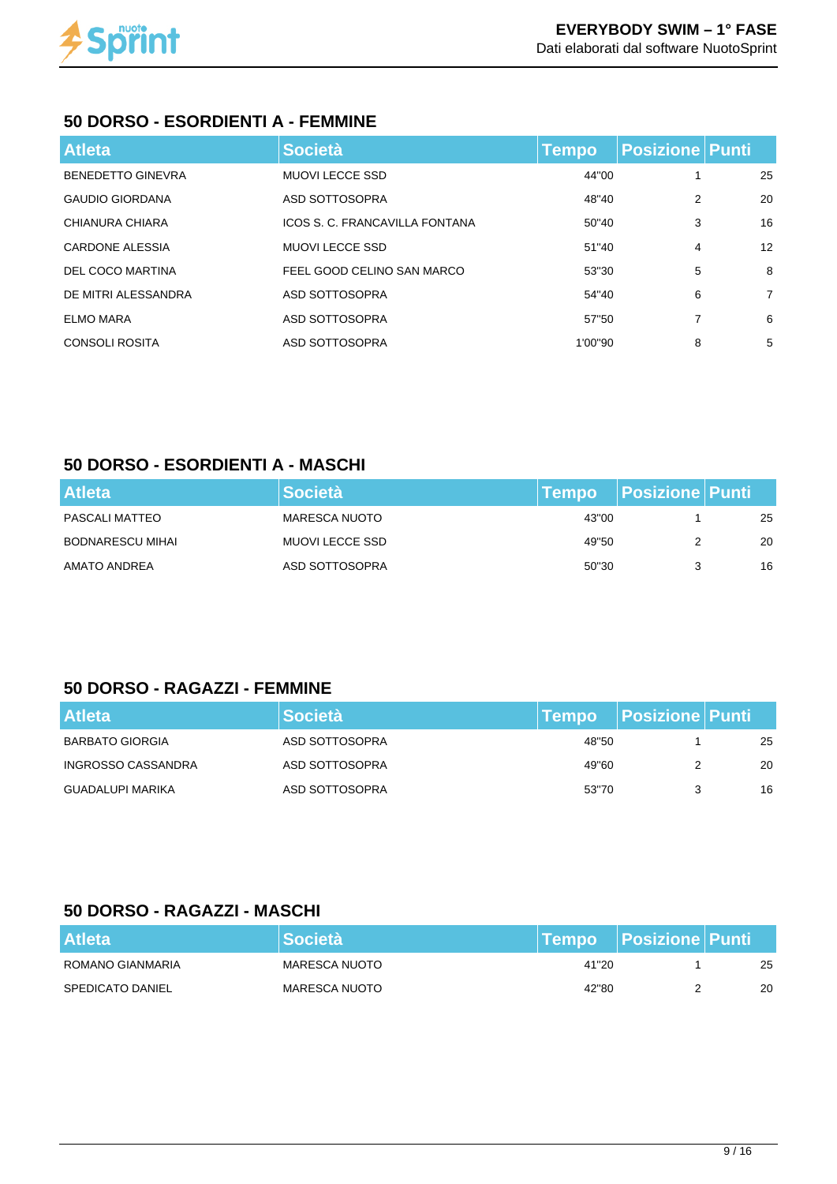## 50 DORSO - ESORDIENTI A - FEMMINE

| Atleta | Società | Tempo | Posizione | Punti |
|---|---|---|---|---|
| BENEDETTO GINEVRA | MUOVI LECCE SSD | 44"00 | 1 | 25 |
| GAUDIO GIORDANA | ASD SOTTOSOPRA | 48"40 | 2 | 20 |
| CHIANURA CHIARA | ICOS S. C. FRANCAVILLA FONTANA | 50"40 | 3 | 16 |
| CARDONE ALESSIA | MUOVI LECCE SSD | 51"40 | 4 | 12 |
| DEL COCO MARTINA | FEEL GOOD CELINO SAN MARCO | 53"30 | 5 | 8 |
| DE MITRI ALESSANDRA | ASD SOTTOSOPRA | 54"40 | 6 | 7 |
| ELMO MARA | ASD SOTTOSOPRA | 57"50 | 7 | 6 |
| CONSOLI ROSITA | ASD SOTTOSOPRA | 1'00"90 | 8 | 5 |

## 50 DORSO - ESORDIENTI A - MASCHI

| Atleta | Società | Tempo | Posizione | Punti |
|---|---|---|---|---|
| PASCALI MATTEO | MARESCA NUOTO | 43"00 | 1 | 25 |
| BODNARESCU MIHAI | MUOVI LECCE SSD | 49"50 | 2 | 20 |
| AMATO ANDREA | ASD SOTTOSOPRA | 50"30 | 3 | 16 |

## 50 DORSO - RAGAZZI - FEMMINE

| Atleta | Società | Tempo | Posizione | Punti |
|---|---|---|---|---|
| BARBATO GIORGIA | ASD SOTTOSOPRA | 48"50 | 1 | 25 |
| INGROSSO CASSANDRA | ASD SOTTOSOPRA | 49"60 | 2 | 20 |
| GUADALUPI MARIKA | ASD SOTTOSOPRA | 53"70 | 3 | 16 |

## 50 DORSO - RAGAZZI - MASCHI

| Atleta | Società | Tempo | Posizione | Punti |
|---|---|---|---|---|
| ROMANO GIANMARIA | MARESCA NUOTO | 41"20 | 1 | 25 |
| SPEDICATO DANIEL | MARESCA NUOTO | 42"80 | 2 | 20 |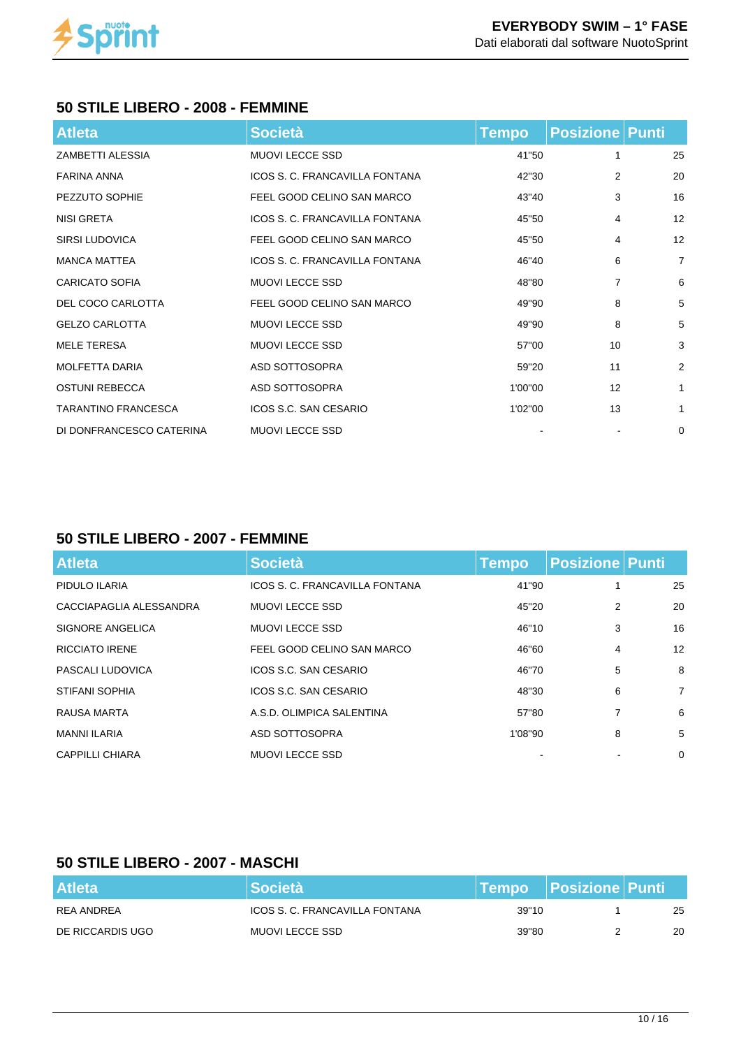## 50 STILE LIBERO - 2008 - FEMMINE

| Atleta | Società | Tempo | Posizione | Punti |
|---|---|---|---|---|
| ZAMBETTI ALESSIA | MUOVI LECCE SSD | 41"50 | 1 | 25 |
| FARINA ANNA | ICOS S. C. FRANCAVILLA FONTANA | 42"30 | 2 | 20 |
| PEZZUTO SOPHIE | FEEL GOOD CELINO SAN MARCO | 43"40 | 3 | 16 |
| NISI GRETA | ICOS S. C. FRANCAVILLA FONTANA | 45"50 | 4 | 12 |
| SIRSI LUDOVICA | FEEL GOOD CELINO SAN MARCO | 45"50 | 4 | 12 |
| MANCA MATTEA | ICOS S. C. FRANCAVILLA FONTANA | 46"40 | 6 | 7 |
| CARICATO SOFIA | MUOVI LECCE SSD | 48"80 | 7 | 6 |
| DEL COCO CARLOTTA | FEEL GOOD CELINO SAN MARCO | 49"90 | 8 | 5 |
| GELZO CARLOTTA | MUOVI LECCE SSD | 49"90 | 8 | 5 |
| MELE TERESA | MUOVI LECCE SSD | 57"00 | 10 | 3 |
| MOLFETTA DARIA | ASD SOTTOSOPRA | 59"20 | 11 | 2 |
| OSTUNI REBECCA | ASD SOTTOSOPRA | 1'00"00 | 12 | 1 |
| TARANTINO FRANCESCA | ICOS S.C. SAN CESARIO | 1'02"00 | 13 | 1 |
| DI DONFRANCESCO CATERINA | MUOVI LECCE SSD | - | - | 0 |

## 50 STILE LIBERO - 2007 - FEMMINE

| Atleta | Società | Tempo | Posizione | Punti |
|---|---|---|---|---|
| PIDULO ILARIA | ICOS S. C. FRANCAVILLA FONTANA | 41"90 | 1 | 25 |
| CACCIAPAGLIA ALESSANDRA | MUOVI LECCE SSD | 45"20 | 2 | 20 |
| SIGNORE ANGELICA | MUOVI LECCE SSD | 46"10 | 3 | 16 |
| RICCIATO IRENE | FEEL GOOD CELINO SAN MARCO | 46"60 | 4 | 12 |
| PASCALI LUDOVICA | ICOS S.C. SAN CESARIO | 46"70 | 5 | 8 |
| STIFANI SOPHIA | ICOS S.C. SAN CESARIO | 48"30 | 6 | 7 |
| RAUSA MARTA | A.S.D. OLIMPICA SALENTINA | 57"80 | 7 | 6 |
| MANNI ILARIA | ASD SOTTOSOPRA | 1'08"90 | 8 | 5 |
| CAPPILLI CHIARA | MUOVI LECCE SSD | - | - | 0 |

## 50 STILE LIBERO - 2007 - MASCHI

| Atleta | Società | Tempo | Posizione | Punti |
|---|---|---|---|---|
| REA ANDREA | ICOS S. C. FRANCAVILLA FONTANA | 39"10 | 1 | 25 |
| DE RICCARDIS UGO | MUOVI LECCE SSD | 39"80 | 2 | 20 |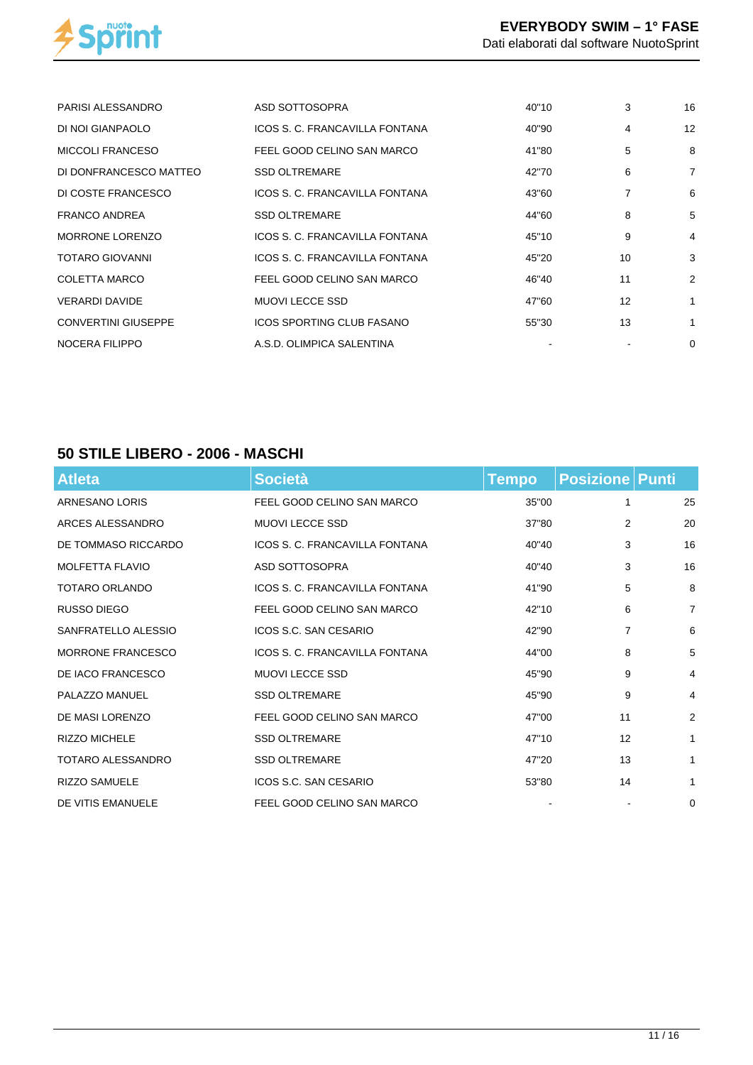| | | | | |
|---|---|---|---|---|
| PARISI ALESSANDRO | ASD SOTTOSOPRA | 40"10 | 3 | 16 |
| DI NOI GIANPAOLO | ICOS S. C. FRANCAVILLA FONTANA | 40"90 | 4 | 12 |
| MICCOLI FRANCESO | FEEL GOOD CELINO SAN MARCO | 41"80 | 5 | 8 |
| DI DONFRANCESCO MATTEO | SSD OLTREMARE | 42"70 | 6 | 7 |
| DI COSTE FRANCESCO | ICOS S. C. FRANCAVILLA FONTANA | 43"60 | 7 | 6 |
| FRANCO ANDREA | SSD OLTREMARE | 44"60 | 8 | 5 |
| MORRONE LORENZO | ICOS S. C. FRANCAVILLA FONTANA | 45"10 | 9 | 4 |
| TOTARO GIOVANNI | ICOS S. C. FRANCAVILLA FONTANA | 45"20 | 10 | 3 |
| COLETTA MARCO | FEEL GOOD CELINO SAN MARCO | 46"40 | 11 | 2 |
| VERARDI DAVIDE | MUOVI LECCE SSD | 47"60 | 12 | 1 |
| CONVERTINI GIUSEPPE | ICOS SPORTING CLUB FASANO | 55"30 | 13 | 1 |
| NOCERA FILIPPO | A.S.D. OLIMPICA SALENTINA | - | - | 0 |

## 50 STILE LIBERO - 2006 - MASCHI

| Atleta | Società | Tempo | Posizione | Punti |
|---|---|---|---|---|
| ARNESANO LORIS | FEEL GOOD CELINO SAN MARCO | 35"00 | 1 | 25 |
| ARCES ALESSANDRO | MUOVI LECCE SSD | 37"80 | 2 | 20 |
| DE TOMMASO RICCARDO | ICOS S. C. FRANCAVILLA FONTANA | 40"40 | 3 | 16 |
| MOLFETTA FLAVIO | ASD SOTTOSOPRA | 40"40 | 3 | 16 |
| TOTARO ORLANDO | ICOS S. C. FRANCAVILLA FONTANA | 41"90 | 5 | 8 |
| RUSSO DIEGO | FEEL GOOD CELINO SAN MARCO | 42"10 | 6 | 7 |
| SANFRATELLO ALESSIO | ICOS S.C. SAN CESARIO | 42"90 | 7 | 6 |
| MORRONE FRANCESCO | ICOS S. C. FRANCAVILLA FONTANA | 44"00 | 8 | 5 |
| DE IACO FRANCESCO | MUOVI LECCE SSD | 45"90 | 9 | 4 |
| PALAZZO MANUEL | SSD OLTREMARE | 45"90 | 9 | 4 |
| DE MASI LORENZO | FEEL GOOD CELINO SAN MARCO | 47"00 | 11 | 2 |
| RIZZO MICHELE | SSD OLTREMARE | 47"10 | 12 | 1 |
| TOTARO ALESSANDRO | SSD OLTREMARE | 47"20 | 13 | 1 |
| RIZZO SAMUELE | ICOS S.C. SAN CESARIO | 53"80 | 14 | 1 |
| DE VITIS EMANUELE | FEEL GOOD CELINO SAN MARCO | - | - | 0 |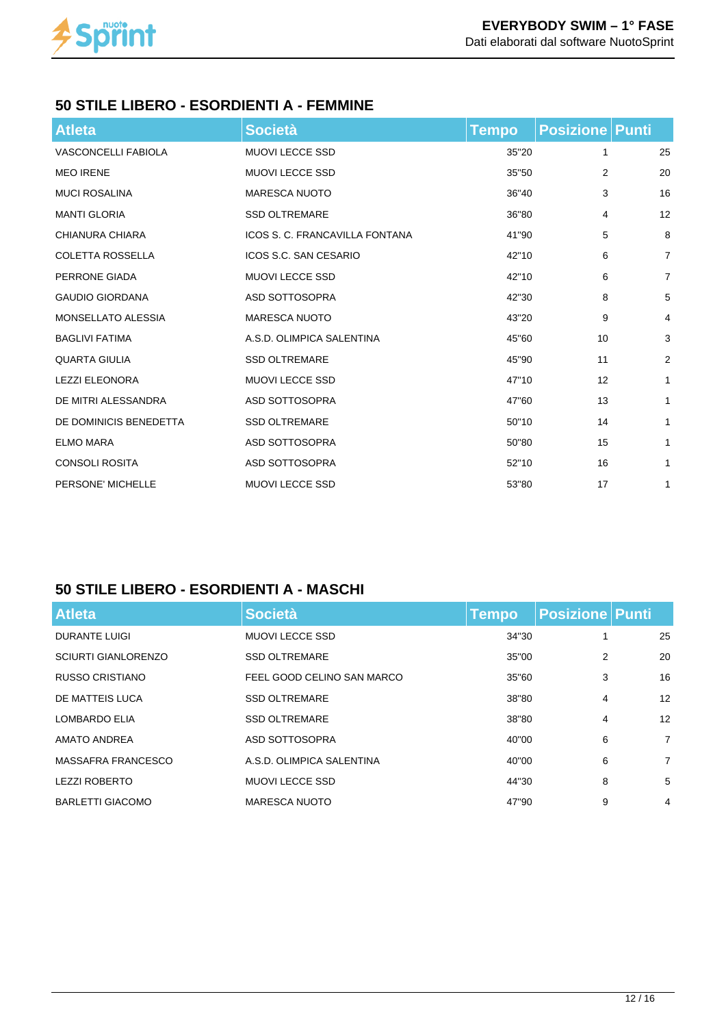## 50 STILE LIBERO - ESORDIENTI A - FEMMINE

| Atleta | Società | Tempo | Posizione | Punti |
|---|---|---|---|---|
| VASCONCELLI FABIOLA | MUOVI LECCE SSD | 35"20 | 1 | 25 |
| MEO IRENE | MUOVI LECCE SSD | 35"50 | 2 | 20 |
| MUCI ROSALINA | MARESCA NUOTO | 36"40 | 3 | 16 |
| MANTI GLORIA | SSD OLTREMARE | 36"80 | 4 | 12 |
| CHIANURA CHIARA | ICOS S. C. FRANCAVILLA FONTANA | 41"90 | 5 | 8 |
| COLETTA ROSSELLA | ICOS S.C. SAN CESARIO | 42"10 | 6 | 7 |
| PERRONE GIADA | MUOVI LECCE SSD | 42"10 | 6 | 7 |
| GAUDIO GIORDANA | ASD SOTTOSOPRA | 42"30 | 8 | 5 |
| MONSELLATO ALESSIA | MARESCA NUOTO | 43"20 | 9 | 4 |
| BAGLIVI FATIMA | A.S.D. OLIMPICA SALENTINA | 45"60 | 10 | 3 |
| QUARTA GIULIA | SSD OLTREMARE | 45"90 | 11 | 2 |
| LEZZI ELEONORA | MUOVI LECCE SSD | 47"10 | 12 | 1 |
| DE MITRI ALESSANDRA | ASD SOTTOSOPRA | 47"60 | 13 | 1 |
| DE DOMINICIS BENEDETTA | SSD OLTREMARE | 50"10 | 14 | 1 |
| ELMO MARA | ASD SOTTOSOPRA | 50"80 | 15 | 1 |
| CONSOLI ROSITA | ASD SOTTOSOPRA | 52"10 | 16 | 1 |
| PERSONE' MICHELLE | MUOVI LECCE SSD | 53"80 | 17 | 1 |

## 50 STILE LIBERO - ESORDIENTI A - MASCHI

| Atleta | Società | Tempo | Posizione | Punti |
|---|---|---|---|---|
| DURANTE LUIGI | MUOVI LECCE SSD | 34"30 | 1 | 25 |
| SCIURTI GIANLORENZO | SSD OLTREMARE | 35"00 | 2 | 20 |
| RUSSO CRISTIANO | FEEL GOOD CELINO SAN MARCO | 35"60 | 3 | 16 |
| DE MATTEIS LUCA | SSD OLTREMARE | 38"80 | 4 | 12 |
| LOMBARDO ELIA | SSD OLTREMARE | 38"80 | 4 | 12 |
| AMATO ANDREA | ASD SOTTOSOPRA | 40"00 | 6 | 7 |
| MASSAFRA FRANCESCO | A.S.D. OLIMPICA SALENTINA | 40"00 | 6 | 7 |
| LEZZI ROBERTO | MUOVI LECCE SSD | 44"30 | 8 | 5 |
| BARLETTI GIACOMO | MARESCA NUOTO | 47"90 | 9 | 4 |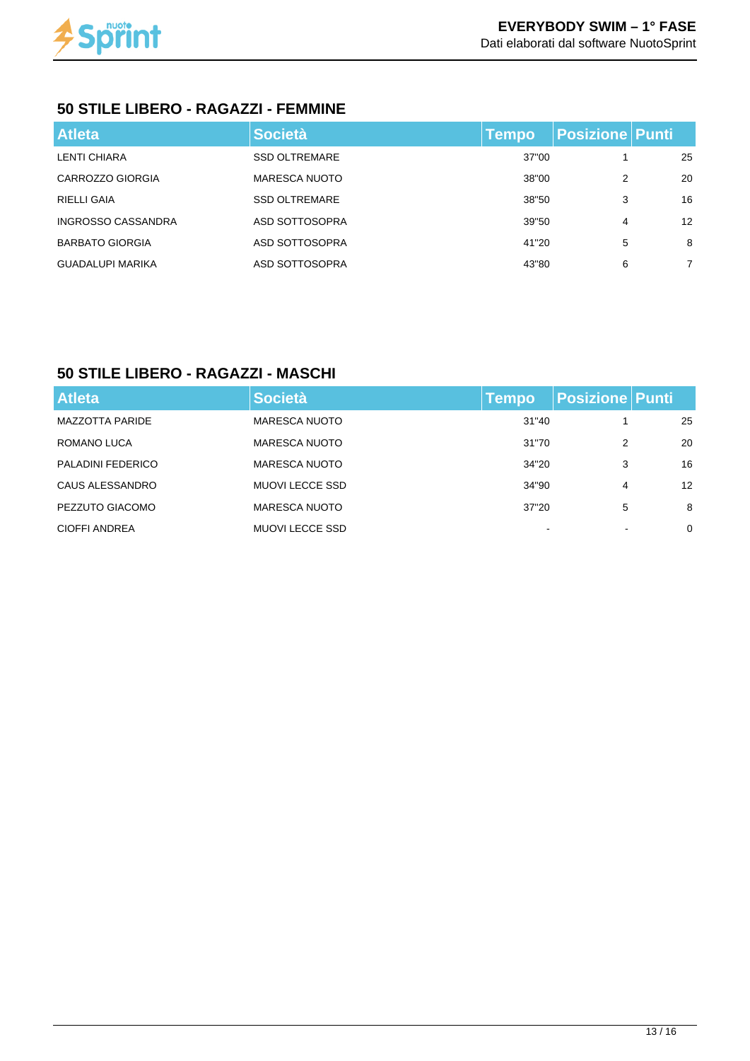## 50 STILE LIBERO - RAGAZZI - FEMMINE

| Atleta | Società | Tempo | Posizione | Punti |
|---|---|---|---|---|
| LENTI CHIARA | SSD OLTREMARE | 37"00 | 1 | 25 |
| CARROZZO GIORGIA | MARESCA NUOTO | 38"00 | 2 | 20 |
| RIELLI GAIA | SSD OLTREMARE | 38"50 | 3 | 16 |
| INGROSSO CASSANDRA | ASD SOTTOSOPRA | 39"50 | 4 | 12 |
| BARBATO GIORGIA | ASD SOTTOSOPRA | 41"20 | 5 | 8 |
| GUADALUPI MARIKA | ASD SOTTOSOPRA | 43"80 | 6 | 7 |

## 50 STILE LIBERO - RAGAZZI - MASCHI

| Atleta | Società | Tempo | Posizione | Punti |
|---|---|---|---|---|
| MAZZOTTA PARIDE | MARESCA NUOTO | 31"40 | 1 | 25 |
| ROMANO LUCA | MARESCA NUOTO | 31"70 | 2 | 20 |
| PALADINI FEDERICO | MARESCA NUOTO | 34"20 | 3 | 16 |
| CAUS ALESSANDRO | MUOVI LECCE SSD | 34"90 | 4 | 12 |
| PEZZUTO GIACOMO | MARESCA NUOTO | 37"20 | 5 | 8 |
| CIOFFI ANDREA | MUOVI LECCE SSD | - | - | 0 |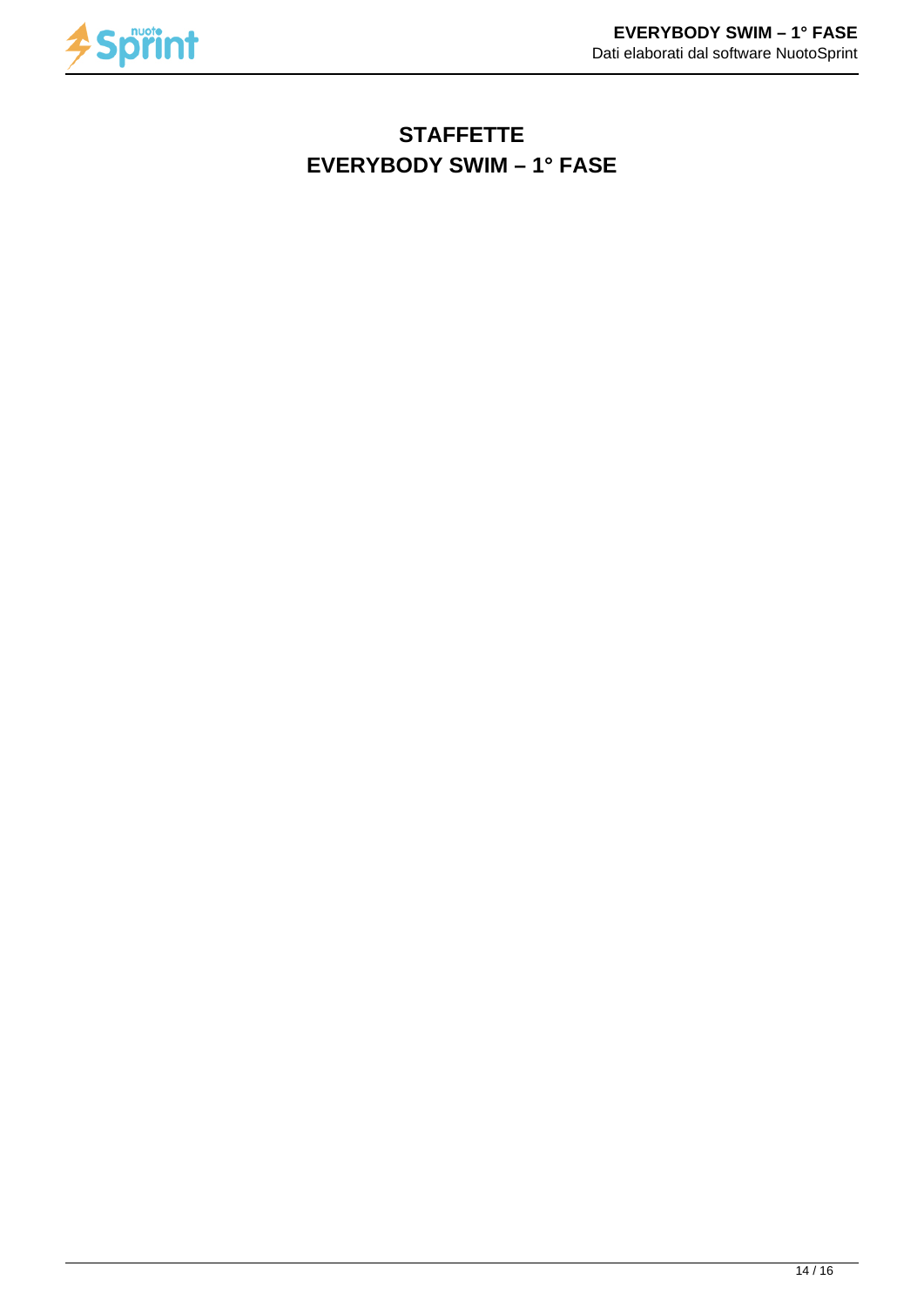# STAFFETTE
# EVERYBODY SWIM – 1° FASE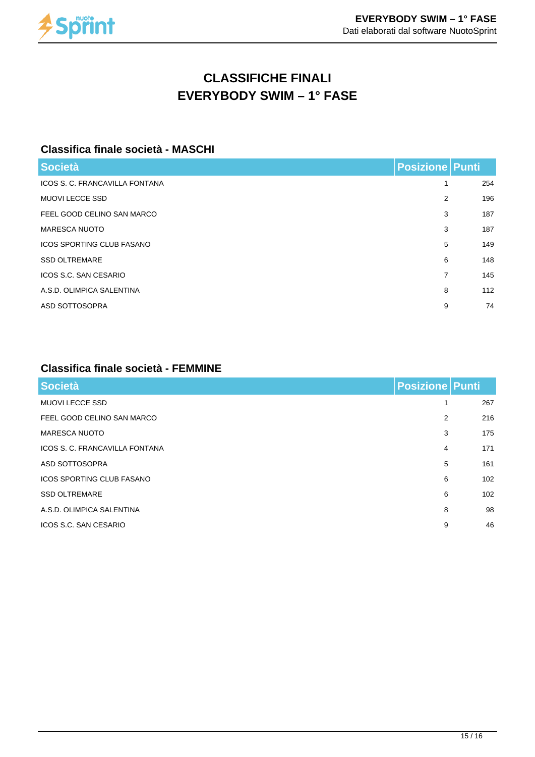# CLASSIFICHE FINALI
# EVERYBODY SWIM – 1° FASE

## Classifica finale società - MASCHI

| Società | Posizione | Punti |
|---|---|---|
| ICOS S. C. FRANCAVILLA FONTANA | 1 | 254 |
| MUOVI LECCE SSD | 2 | 196 |
| FEEL GOOD CELINO SAN MARCO | 3 | 187 |
| MARESCA NUOTO | 3 | 187 |
| ICOS SPORTING CLUB FASANO | 5 | 149 |
| SSD OLTREMARE | 6 | 148 |
| ICOS S.C. SAN CESARIO | 7 | 145 |
| A.S.D. OLIMPICA SALENTINA | 8 | 112 |
| ASD SOTTOSOPRA | 9 | 74 |

## Classifica finale società - FEMMINE

| Società | Posizione | Punti |
|---|---|---|
| MUOVI LECCE SSD | 1 | 267 |
| FEEL GOOD CELINO SAN MARCO | 2 | 216 |
| MARESCA NUOTO | 3 | 175 |
| ICOS S. C. FRANCAVILLA FONTANA | 4 | 171 |
| ASD SOTTOSOPRA | 5 | 161 |
| ICOS SPORTING CLUB FASANO | 6 | 102 |
| SSD OLTREMARE | 6 | 102 |
| A.S.D. OLIMPICA SALENTINA | 8 | 98 |
| ICOS S.C. SAN CESARIO | 9 | 46 |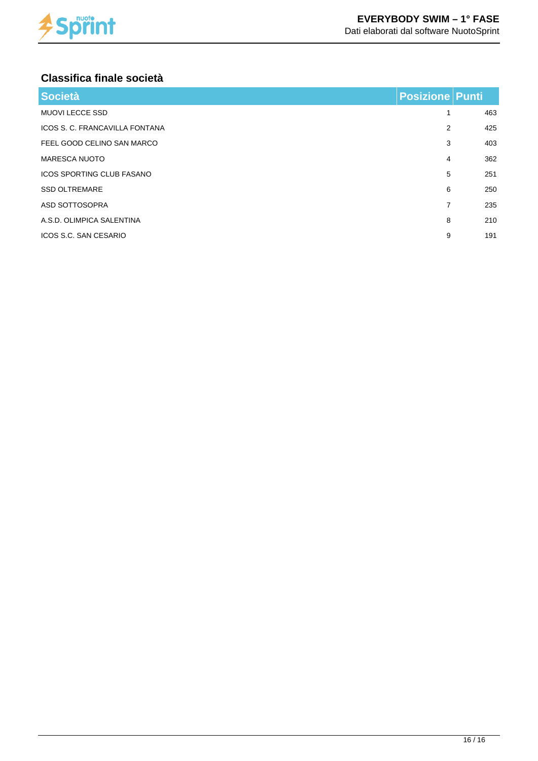## Classifica finale società

| Società | Posizione | Punti |
| --- | --- | --- |
| MUOVI LECCE SSD | 1 | 463 |
| ICOS S. C. FRANCAVILLA FONTANA | 2 | 425 |
| FEEL GOOD CELINO SAN MARCO | 3 | 403 |
| MARESCA NUOTO | 4 | 362 |
| ICOS SPORTING CLUB FASANO | 5 | 251 |
| SSD OLTREMARE | 6 | 250 |
| ASD SOTTOSOPRA | 7 | 235 |
| A.S.D. OLIMPICA SALENTINA | 8 | 210 |
| ICOS S.C. SAN CESARIO | 9 | 191 |